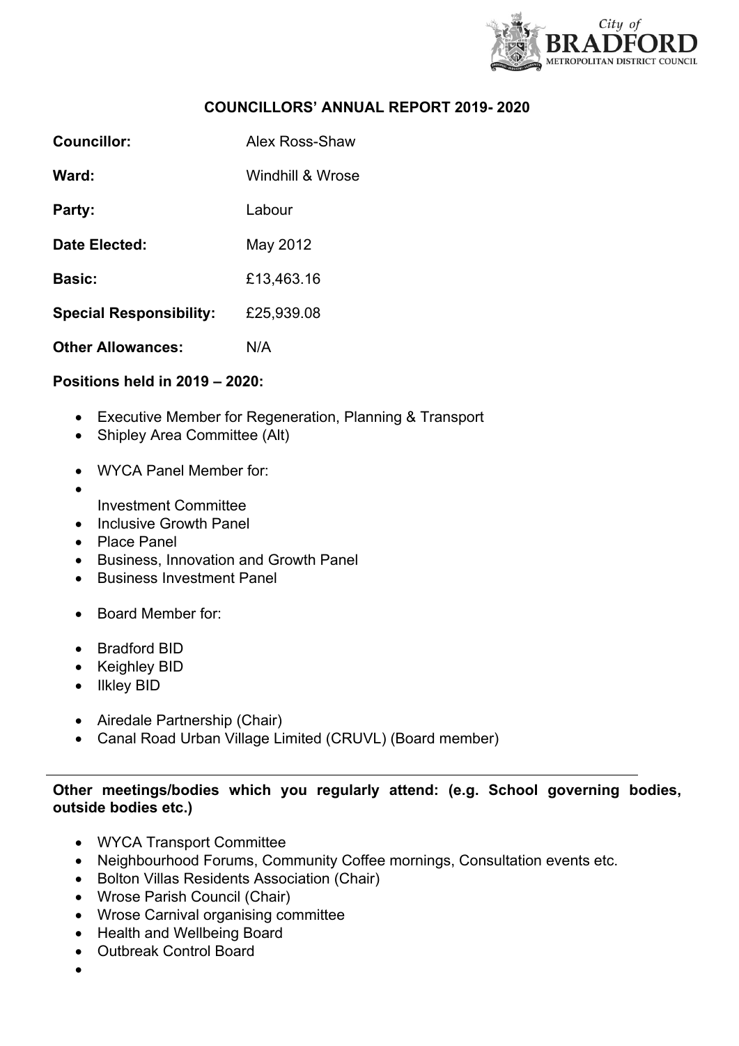# COUNCILLORS' ANNUAL REPORT 2019- 2020

**Councillor:** Alex Ross-Shaw

**Ward:** Windhill & Wrose

**Party:** Labour

**Date Elected:** May 2012

**Basic:** £13,463.16

**Special Responsibility:** £25,939.08

**Other Allowances:** N/A

**Positions held in 2019 – 2020:**

- Executive Member for Regeneration, Planning & Transport
- Shipley Area Committee (Alt)

- WYCA Panel Member for:
- Investment Committee
- Inclusive Growth Panel
- Place Panel
- Business, Innovation and Growth Panel
- Business Investment Panel

- Board Member for:

- Bradford BID
- Keighley BID
- Ilkley BID

- Airedale Partnership (Chair)
- Canal Road Urban Village Limited (CRUVL) (Board member)

---

**Other meetings/bodies which you regularly attend: (e.g. School governing bodies, outside bodies etc.)**

- WYCA Transport Committee
- Neighbourhood Forums, Community Coffee mornings, Consultation events etc.
- Bolton Villas Residents Association (Chair)
- Wrose Parish Council (Chair)
- Wrose Carnival organising committee
- Health and Wellbeing Board
- Outbreak Control Board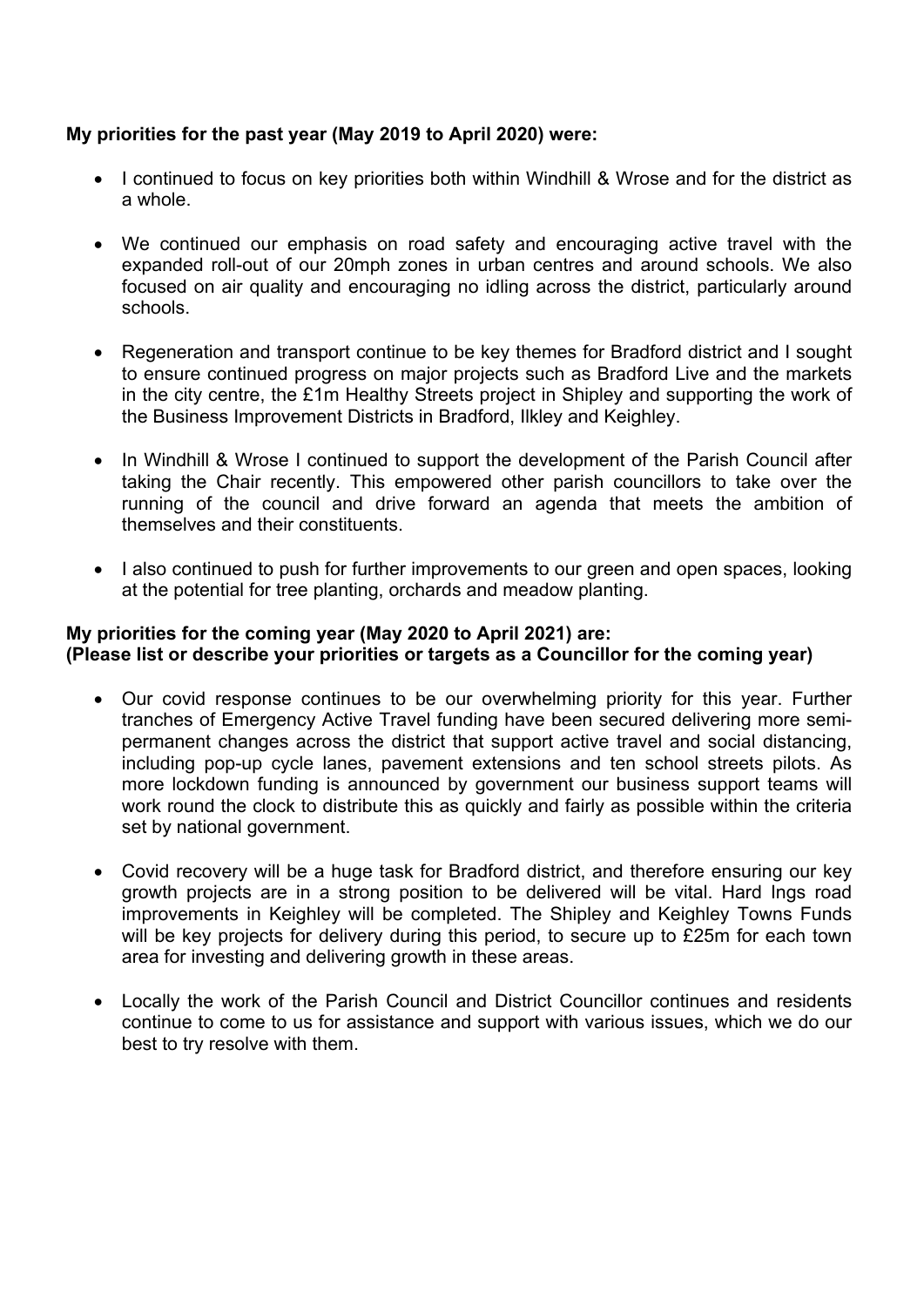**My priorities for the past year (May 2019 to April 2020) were:**

- I continued to focus on key priorities both within Windhill & Wrose and for the district as a whole.

- We continued our emphasis on road safety and encouraging active travel with the expanded roll-out of our 20mph zones in urban centres and around schools. We also focused on air quality and encouraging no idling across the district, particularly around schools.

- Regeneration and transport continue to be key themes for Bradford district and I sought to ensure continued progress on major projects such as Bradford Live and the markets in the city centre, the £1m Healthy Streets project in Shipley and supporting the work of the Business Improvement Districts in Bradford, Ilkley and Keighley.

- In Windhill & Wrose I continued to support the development of the Parish Council after taking the Chair recently. This empowered other parish councillors to take over the running of the council and drive forward an agenda that meets the ambition of themselves and their constituents.

- I also continued to push for further improvements to our green and open spaces, looking at the potential for tree planting, orchards and meadow planting.

**My priorities for the coming year (May 2020 to April 2021) are:**
**(Please list or describe your priorities or targets as a Councillor for the coming year)**

- Our covid response continues to be our overwhelming priority for this year. Further tranches of Emergency Active Travel funding have been secured delivering more semi-permanent changes across the district that support active travel and social distancing, including pop-up cycle lanes, pavement extensions and ten school streets pilots. As more lockdown funding is announced by government our business support teams will work round the clock to distribute this as quickly and fairly as possible within the criteria set by national government.

- Covid recovery will be a huge task for Bradford district, and therefore ensuring our key growth projects are in a strong position to be delivered will be vital. Hard Ings road improvements in Keighley will be completed. The Shipley and Keighley Towns Funds will be key projects for delivery during this period, to secure up to £25m for each town area for investing and delivering growth in these areas.

- Locally the work of the Parish Council and District Councillor continues and residents continue to come to us for assistance and support with various issues, which we do our best to try resolve with them.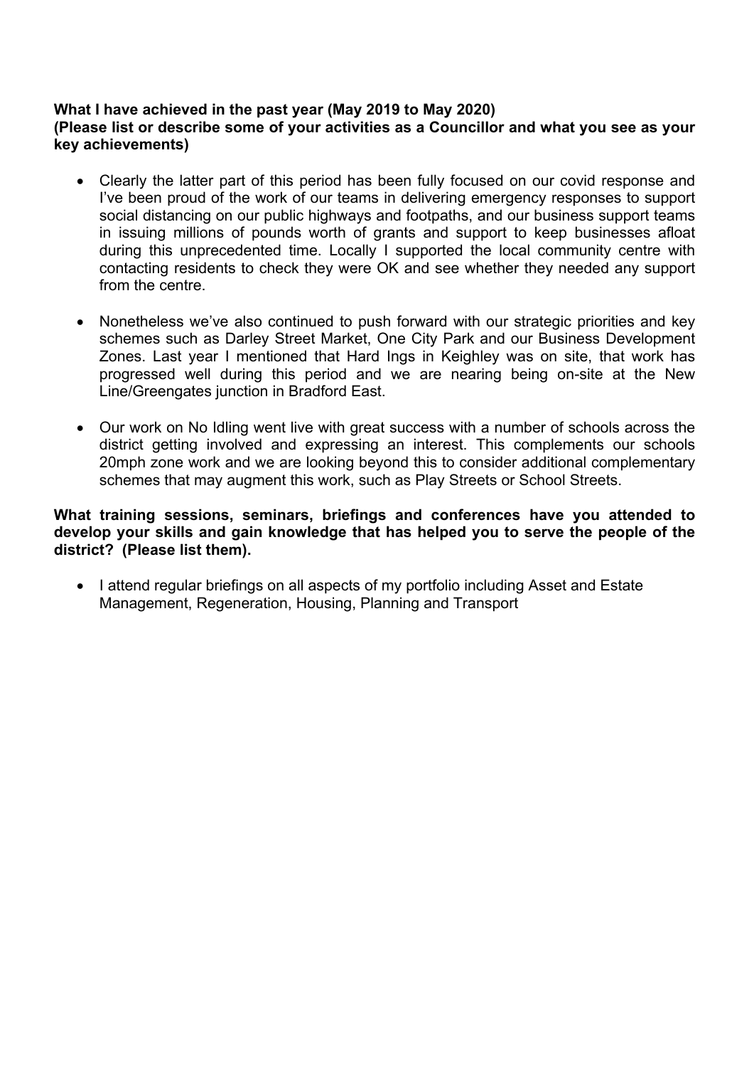**What I have achieved in the past year (May 2019 to May 2020)**
**(Please list or describe some of your activities as a Councillor and what you see as your key achievements)**

- Clearly the latter part of this period has been fully focused on our covid response and I've been proud of the work of our teams in delivering emergency responses to support social distancing on our public highways and footpaths, and our business support teams in issuing millions of pounds worth of grants and support to keep businesses afloat during this unprecedented time. Locally I supported the local community centre with contacting residents to check they were OK and see whether they needed any support from the centre.

- Nonetheless we've also continued to push forward with our strategic priorities and key schemes such as Darley Street Market, One City Park and our Business Development Zones. Last year I mentioned that Hard Ings in Keighley was on site, that work has progressed well during this period and we are nearing being on-site at the New Line/Greengates junction in Bradford East.

- Our work on No Idling went live with great success with a number of schools across the district getting involved and expressing an interest. This complements our schools 20mph zone work and we are looking beyond this to consider additional complementary schemes that may augment this work, such as Play Streets or School Streets.

**What training sessions, seminars, briefings and conferences have you attended to develop your skills and gain knowledge that has helped you to serve the people of the district? (Please list them).**

- I attend regular briefings on all aspects of my portfolio including Asset and Estate Management, Regeneration, Housing, Planning and Transport